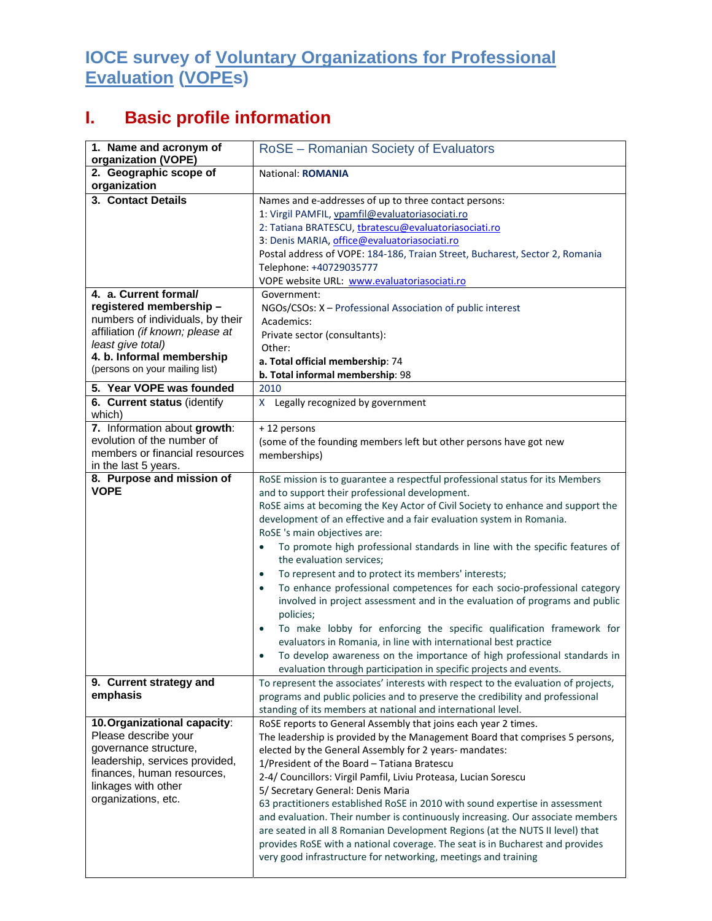# IOCE survey of Voluntary Organizations for Professional Evaluation (VOPEs)

## I. Basic profile information

| | |
|---|---|
| **1. Name and acronym of organization (VOPE)** | RoSE – Romanian Society of Evaluators |
| **2. Geographic scope of organization** | National: **ROMANIA** |
| **3. Contact Details** | Names and e-addresses of up to three contact persons:<br>1: Virgil PAMFIL, vpamfil@evaluatoriasociati.ro<br>2: Tatiana BRATESCU, tbratescu@evaluatoriasociati.ro<br>3: Denis MARIA, office@evaluatoriasociati.ro<br>Postal address of VOPE: 184-186, Traian Street, Bucharest, Sector 2, Romania<br>Telephone: +40729035777<br>VOPE website URL: www.evaluatoriasociati.ro |
| **4. a. Current formal/ registered membership –** numbers of individuals, by their affiliation *(if known; please at least give total)*<br>**4. b. Informal membership** (persons on your mailing list) | Government:<br>NGOs/CSOs: X – Professional Association of public interest<br>Academics:<br>Private sector (consultants):<br>Other:<br>**a. Total official membership**: 74<br>**b. Total informal membership**: 98 |
| **5. Year VOPE was founded** | 2010 |
| **6. Current status** (identify which) | X Legally recognized by government |
| **7.** Information about **growth**: evolution of the number of members or financial resources in the last 5 years. | + 12 persons<br>(some of the founding members left but other persons have got new memberships) |
| **8. Purpose and mission of VOPE** | RoSE mission is to guarantee a respectful professional status for its Members and to support their professional development.<br>RoSE aims at becoming the Key Actor of Civil Society to enhance and support the development of an effective and a fair evaluation system in Romania.<br>RoSE 's main objectives are:<br>• To promote high professional standards in line with the specific features of the evaluation services;<br>• To represent and to protect its members' interests;<br>• To enhance professional competences for each socio-professional category involved in project assessment and in the evaluation of programs and public policies;<br>• To make lobby for enforcing the specific qualification framework for evaluators in Romania, in line with international best practice<br>• To develop awareness on the importance of high professional standards in evaluation through participation in specific projects and events. |
| **9. Current strategy and emphasis** | To represent the associates' interests with respect to the evaluation of projects, programs and public policies and to preserve the credibility and professional standing of its members at national and international level. |
| **10. Organizational capacity**: Please describe your governance structure, leadership, services provided, finances, human resources, linkages with other organizations, etc. | RoSE reports to General Assembly that joins each year 2 times.<br>The leadership is provided by the Management Board that comprises 5 persons, elected by the General Assembly for 2 years- mandates:<br>1/President of the Board – Tatiana Bratescu<br>2-4/ Councillors: Virgil Pamfil, Liviu Proteasa, Lucian Sorescu<br>5/ Secretary General: Denis Maria<br>63 practitioners established RoSE in 2010 with sound expertise in assessment and evaluation. Their number is continuously increasing. Our associate members are seated in all 8 Romanian Development Regions (at the NUTS II level) that provides RoSE with a national coverage. The seat is in Bucharest and provides very good infrastructure for networking, meetings and training |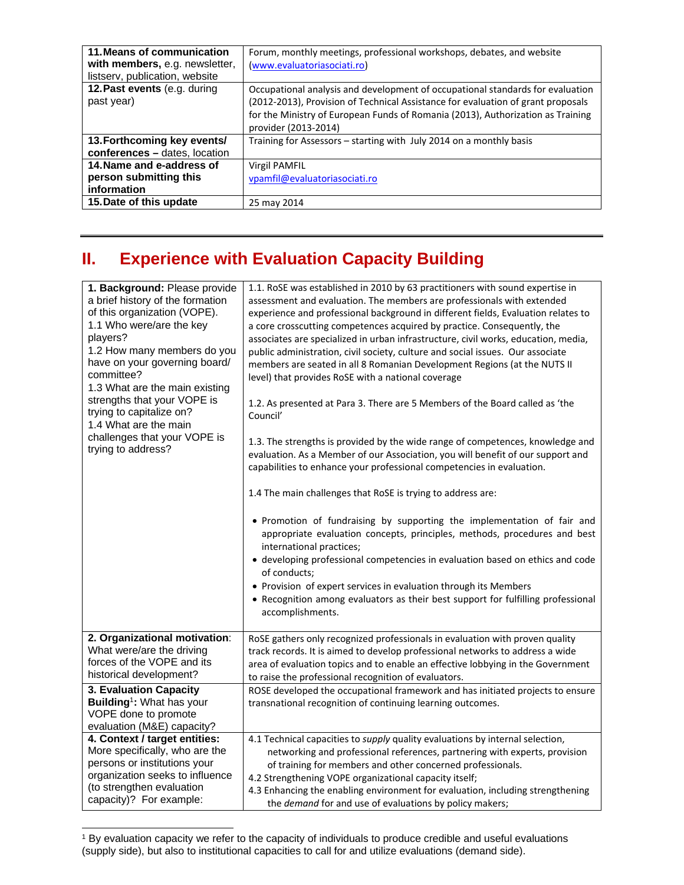| **11.Means of communication with members,** e.g. newsletter, listserv, publication, website | Forum, monthly meetings, professional workshops, debates, and website (www.evaluatoriasociati.ro) |
|---|---|
| **12.Past events** (e.g. during past year) | Occupational analysis and development of occupational standards for evaluation (2012-2013), Provision of Technical Assistance for evaluation of grant proposals for the Ministry of European Funds of Romania (2013), Authorization as Training provider (2013-2014) |
| **13.Forthcoming key events/ conferences –** dates, location | Training for Assessors – starting with July 2014 on a monthly basis |
| **14.Name and e-address of person submitting this information** | Virgil PAMFIL<br>vpamfil@evaluatoriasociati.ro |
| **15.Date of this update** | 25 may 2014 |

## II. Experience with Evaluation Capacity Building

| | |
|---|---|
| **1. Background:** Please provide a brief history of the formation of this organization (VOPE).<br>1.1 Who were/are the key players?<br>1.2 How many members do you have on your governing board/ committee?<br>1.3 What are the main existing strengths that your VOPE is trying to capitalize on?<br>1.4 What are the main challenges that your VOPE is trying to address? | 1.1. RoSE was established in 2010 by 63 practitioners with sound expertise in assessment and evaluation. The members are professionals with extended experience and professional background in different fields, Evaluation relates to a core crosscutting competences acquired by practice. Consequently, the associates are specialized in urban infrastructure, civil works, education, media, public administration, civil society, culture and social issues. Our associate members are seated in all 8 Romanian Development Regions (at the NUTS II level) that provides RoSE with a national coverage<br><br>1.2. As presented at Para 3. There are 5 Members of the Board called as 'the Council'<br><br>1.3. The strengths is provided by the wide range of competences, knowledge and evaluation. As a Member of our Association, you will benefit of our support and capabilities to enhance your professional competencies in evaluation.<br><br>1.4 The main challenges that RoSE is trying to address are:<br><br>• Promotion of fundraising by supporting the implementation of fair and appropriate evaluation concepts, principles, methods, procedures and best international practices;<br>• developing professional competencies in evaluation based on ethics and code of conducts;<br>• Provision of expert services in evaluation through its Members<br>• Recognition among evaluators as their best support for fulfilling professional accomplishments. |
| **2. Organizational motivation**: What were/are the driving forces of the VOPE and its historical development? | RoSE gathers only recognized professionals in evaluation with proven quality track records. It is aimed to develop professional networks to address a wide area of evaluation topics and to enable an effective lobbying in the Government to raise the professional recognition of evaluators. |
| **3. Evaluation Capacity Building**[1]**:** What has your VOPE done to promote evaluation (M&E) capacity? | ROSE developed the occupational framework and has initiated projects to ensure transnational recognition of continuing learning outcomes. |
| **4. Context / target entities:** More specifically, who are the persons or institutions your organization seeks to influence (to strengthen evaluation capacity)? For example: | 4.1 Technical capacities to *supply* quality evaluations by internal selection, networking and professional references, partnering with experts, provision of training for members and other concerned professionals.<br>4.2 Strengthening VOPE organizational capacity itself;<br>4.3 Enhancing the enabling environment for evaluation, including strengthening the *demand* for and use of evaluations by policy makers; |

[1] By evaluation capacity we refer to the capacity of individuals to produce credible and useful evaluations (supply side), but also to institutional capacities to call for and utilize evaluations (demand side).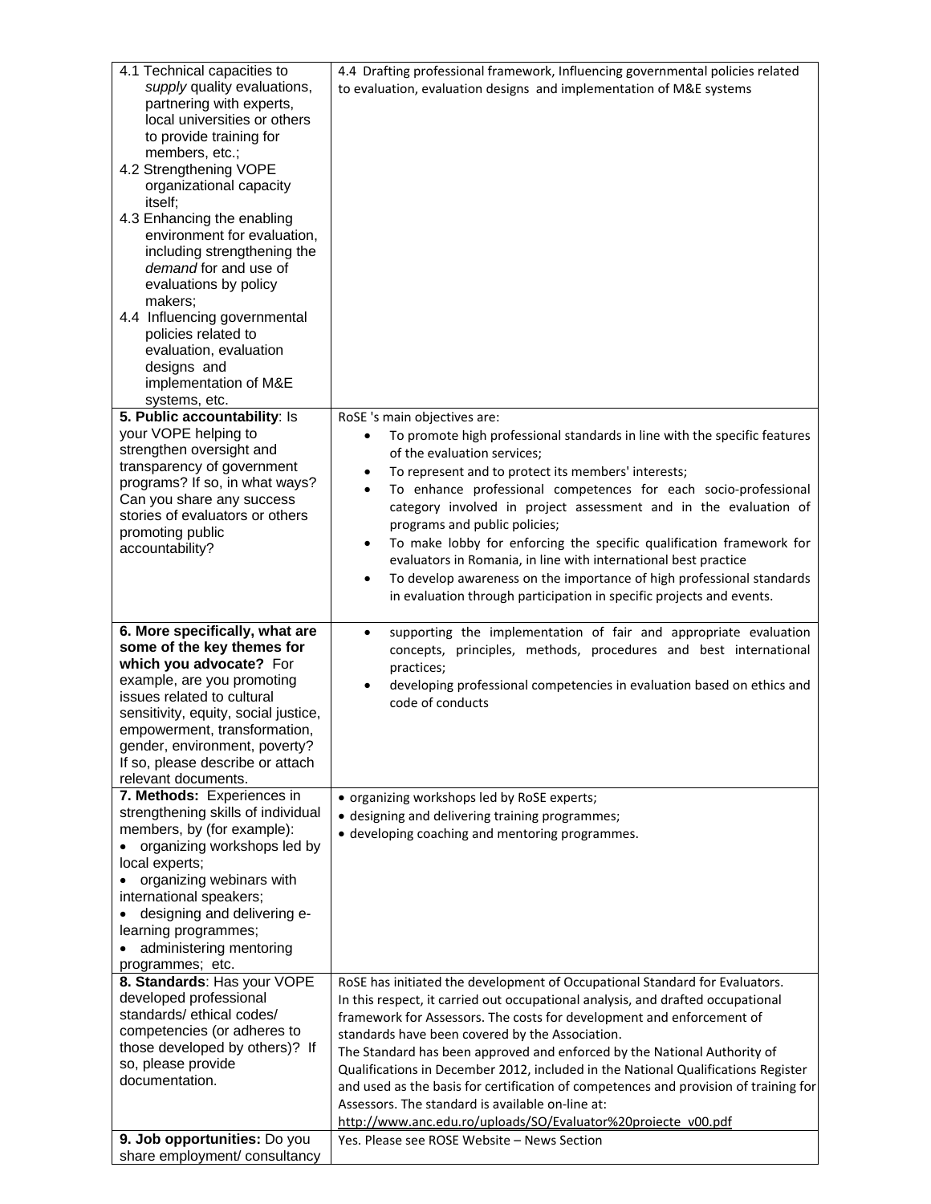| | |
|---|---|
| 4.1 Technical capacities to *supply* quality evaluations, partnering with experts, local universities or others to provide training for members, etc.;<br>4.2 Strengthening VOPE organizational capacity itself;<br>4.3 Enhancing the enabling environment for evaluation, including strengthening the *demand* for and use of evaluations by policy makers;<br>4.4 Influencing governmental policies related to evaluation, evaluation designs and implementation of M&E systems, etc. | 4.4 Drafting professional framework, Influencing governmental policies related to evaluation, evaluation designs and implementation of M&E systems |
| **5. Public accountability**: Is your VOPE helping to strengthen oversight and transparency of government programs? If so, in what ways? Can you share any success stories of evaluators or others promoting public accountability? | RoSE 's main objectives are:<br>• To promote high professional standards in line with the specific features of the evaluation services;<br>• To represent and to protect its members' interests;<br>• To enhance professional competences for each socio-professional category involved in project assessment and in the evaluation of programs and public policies;<br>• To make lobby for enforcing the specific qualification framework for evaluators in Romania, in line with international best practice<br>• To develop awareness on the importance of high professional standards in evaluation through participation in specific projects and events. |
| **6. More specifically, what are some of the key themes for which you advocate?** For example, are you promoting issues related to cultural sensitivity, equity, social justice, empowerment, transformation, gender, environment, poverty? If so, please describe or attach relevant documents. | • supporting the implementation of fair and appropriate evaluation concepts, principles, methods, procedures and best international practices;<br>• developing professional competencies in evaluation based on ethics and code of conducts |
| **7. Methods:** Experiences in strengthening skills of individual members, by (for example):<br>• organizing workshops led by local experts;<br>• organizing webinars with international speakers;<br>• designing and delivering e-learning programmes;<br>• administering mentoring programmes; etc. | • organizing workshops led by RoSE experts;<br>• designing and delivering training programmes;<br>• developing coaching and mentoring programmes. |
| **8. Standards**: Has your VOPE developed professional standards/ ethical codes/ competencies (or adheres to those developed by others)? If so, please provide documentation. | RoSE has initiated the development of Occupational Standard for Evaluators. In this respect, it carried out occupational analysis, and drafted occupational framework for Assessors. The costs for development and enforcement of standards have been covered by the Association.<br>The Standard has been approved and enforced by the National Authority of Qualifications in December 2012, included in the National Qualifications Register and used as the basis for certification of competences and provision of training for Assessors. The standard is available on-line at:<br>http://www.anc.edu.ro/uploads/SO/Evaluator%20proiecte_v00.pdf |
| **9. Job opportunities:** Do you share employment/ consultancy | Yes. Please see ROSE Website – News Section |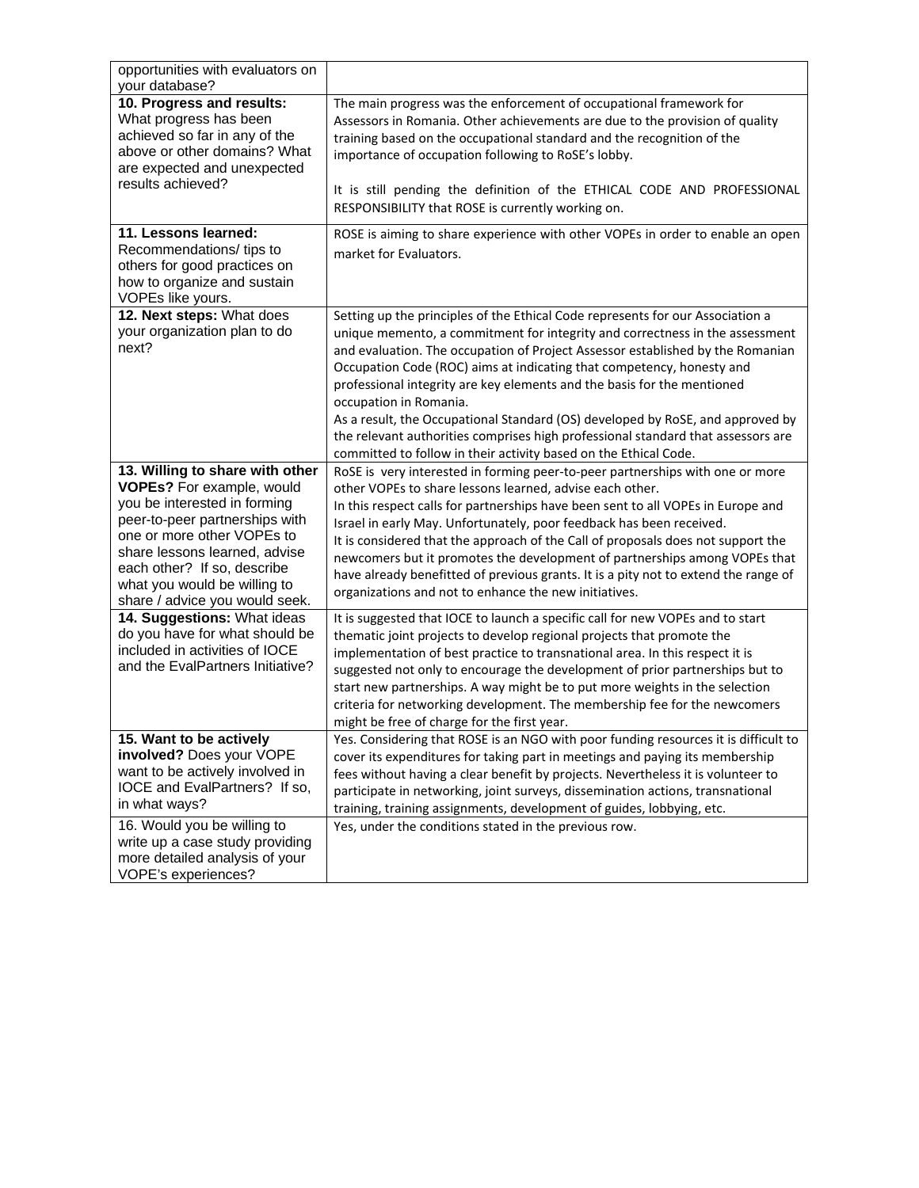| | |
|---|---|
| opportunities with evaluators on your database? | |
| **10. Progress and results:** What progress has been achieved so far in any of the above or other domains? What are expected and unexpected results achieved? | The main progress was the enforcement of occupational framework for Assessors in Romania. Other achievements are due to the provision of quality training based on the occupational standard and the recognition of the importance of occupation following to RoSE's lobby.<br><br>It is still pending the definition of the ETHICAL CODE AND PROFESSIONAL RESPONSIBILITY that ROSE is currently working on. |
| **11. Lessons learned:** Recommendations/ tips to others for good practices on how to organize and sustain VOPEs like yours. | ROSE is aiming to share experience with other VOPEs in order to enable an open market for Evaluators. |
| **12. Next steps:** What does your organization plan to do next? | Setting up the principles of the Ethical Code represents for our Association a unique memento, a commitment for integrity and correctness in the assessment and evaluation. The occupation of Project Assessor established by the Romanian Occupation Code (ROC) aims at indicating that competency, honesty and professional integrity are key elements and the basis for the mentioned occupation in Romania.<br>As a result, the Occupational Standard (OS) developed by RoSE, and approved by the relevant authorities comprises high professional standard that assessors are committed to follow in their activity based on the Ethical Code. |
| **13. Willing to share with other VOPEs?** For example, would you be interested in forming peer-to-peer partnerships with one or more other VOPEs to share lessons learned, advise each other? If so, describe what you would be willing to share / advice you would seek. | RoSE is very interested in forming peer-to-peer partnerships with one or more other VOPEs to share lessons learned, advise each other.<br>In this respect calls for partnerships have been sent to all VOPEs in Europe and Israel in early May. Unfortunately, poor feedback has been received.<br>It is considered that the approach of the Call of proposals does not support the newcomers but it promotes the development of partnerships among VOPEs that have already benefitted of previous grants. It is a pity not to extend the range of organizations and not to enhance the new initiatives. |
| **14. Suggestions:** What ideas do you have for what should be included in activities of IOCE and the EvalPartners Initiative? | It is suggested that IOCE to launch a specific call for new VOPEs and to start thematic joint projects to develop regional projects that promote the implementation of best practice to transnational area. In this respect it is suggested not only to encourage the development of prior partnerships but to start new partnerships. A way might be to put more weights in the selection criteria for networking development. The membership fee for the newcomers might be free of charge for the first year. |
| **15. Want to be actively involved?** Does your VOPE want to be actively involved in IOCE and EvalPartners? If so, in what ways? | Yes. Considering that ROSE is an NGO with poor funding resources it is difficult to cover its expenditures for taking part in meetings and paying its membership fees without having a clear benefit by projects. Nevertheless it is volunteer to participate in networking, joint surveys, dissemination actions, transnational training, training assignments, development of guides, lobbying, etc. |
| 16. Would you be willing to write up a case study providing more detailed analysis of your VOPE's experiences? | Yes, under the conditions stated in the previous row. |